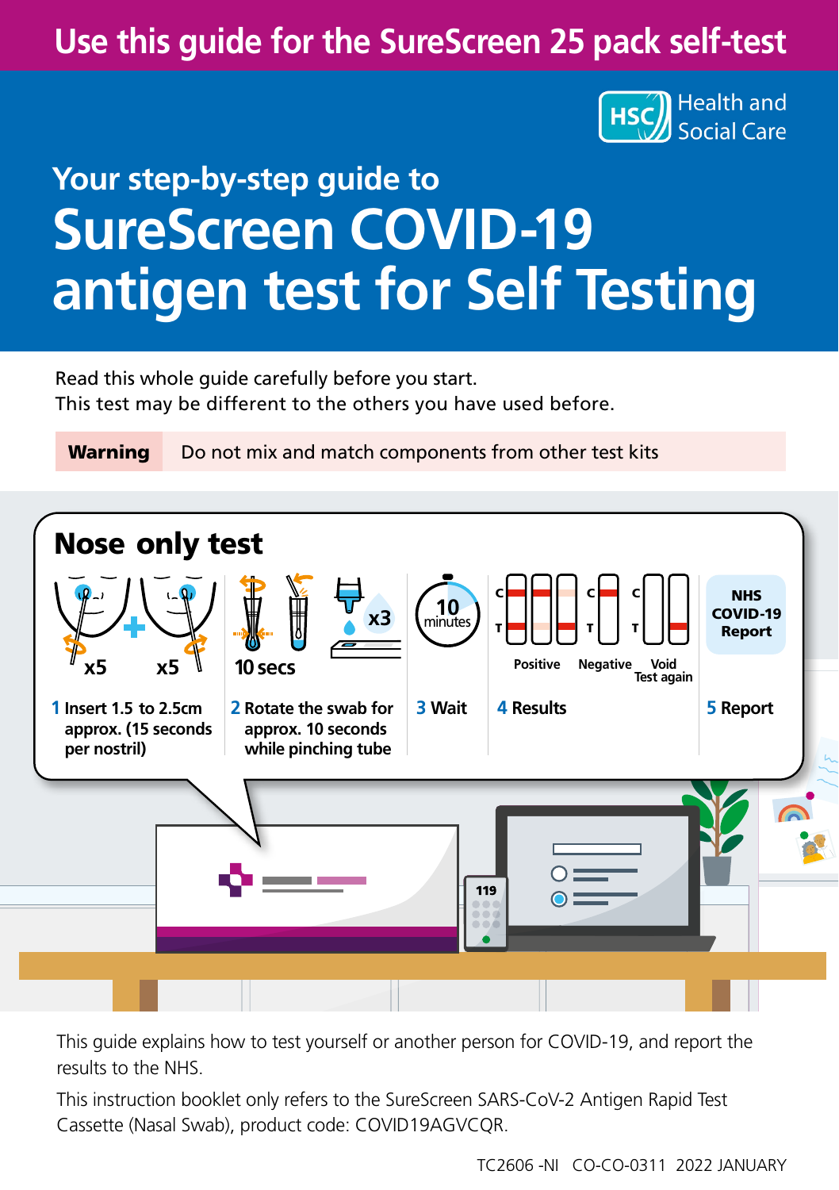Use this guide for the SureScreen 25 pack self-test

Health and Social Care

## Your step-by-step guide to

# SureScreen COVID-19 antigen test for Self Testing

Read this whole guide carefully before you start.
This test may be different to the others you have used before.

**Warning** Do not mix and match components from other test kits

## Nose only test

x5 x5 10 secs x3 10 minutes

Positive Negative Void Test again

NHS COVID-19 Report

**1** Insert 1.5 to 2.5cm approx. (15 seconds per nostril)

**2** Rotate the swab for approx. 10 seconds while pinching tube

**3** Wait

**4** Results

**5** Report

This guide explains how to test yourself or another person for COVID-19, and report the results to the NHS.

This instruction booklet only refers to the SureScreen SARS-CoV-2 Antigen Rapid Test Cassette (Nasal Swab), product code: COVID19AGVCQR.

TC2606 -NI CO-CO-0311 2022 JANUARY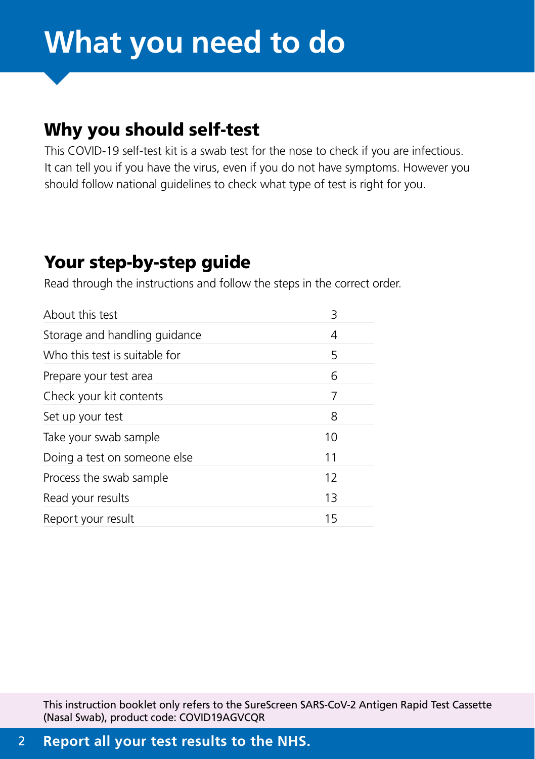# What you need to do

## Why you should self-test

This COVID-19 self-test kit is a swab test for the nose to check if you are infectious. It can tell you if you have the virus, even if you do not have symptoms. However you should follow national guidelines to check what type of test is right for you.

## Your step-by-step guide

Read through the instructions and follow the steps in the correct order.

| | |
|---|---|
| About this test | 3 |
| Storage and handling guidance | 4 |
| Who this test is suitable for | 5 |
| Prepare your test area | 6 |
| Check your kit contents | 7 |
| Set up your test | 8 |
| Take your swab sample | 10 |
| Doing a test on someone else | 11 |
| Process the swab sample | 12 |
| Read your results | 13 |
| Report your result | 15 |

This instruction booklet only refers to the SureScreen SARS-CoV-2 Antigen Rapid Test Cassette (Nasal Swab), product code: COVID19AGVCQR

**Report all your test results to the NHS.**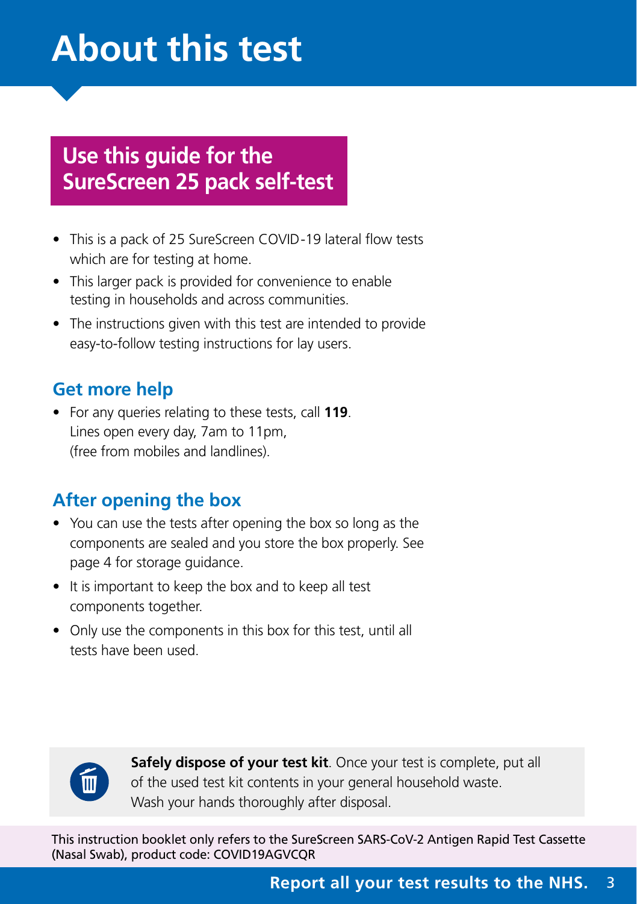# About this test

## Use this guide for the SureScreen 25 pack self-test

- This is a pack of 25 SureScreen COVID-19 lateral flow tests which are for testing at home.
- This larger pack is provided for convenience to enable testing in households and across communities.
- The instructions given with this test are intended to provide easy-to-follow testing instructions for lay users.

### Get more help

- For any queries relating to these tests, call **119**. Lines open every day, 7am to 11pm, (free from mobiles and landlines).

### After opening the box

- You can use the tests after opening the box so long as the components are sealed and you store the box properly. See page 4 for storage guidance.
- It is important to keep the box and to keep all test components together.
- Only use the components in this box for this test, until all tests have been used.

**Safely dispose of your test kit**. Once your test is complete, put all of the used test kit contents in your general household waste. Wash your hands thoroughly after disposal.

This instruction booklet only refers to the SureScreen SARS-CoV-2 Antigen Rapid Test Cassette (Nasal Swab), product code: COVID19AGVCQR

**Report all your test results to the NHS.**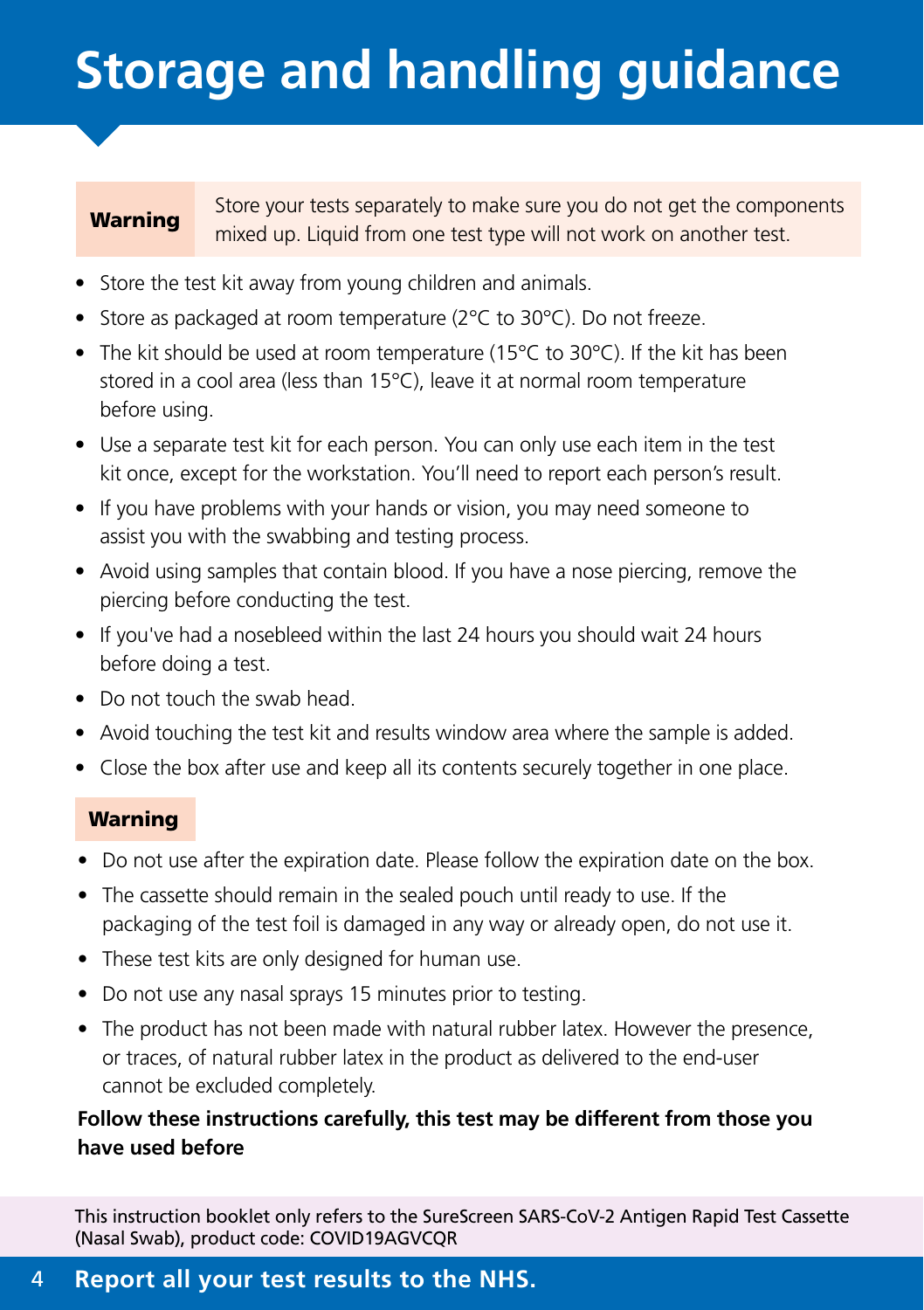# Storage and handling guidance

**Warning** Store your tests separately to make sure you do not get the components mixed up. Liquid from one test type will not work on another test.

- Store the test kit away from young children and animals.
- Store as packaged at room temperature (2°C to 30°C). Do not freeze.
- The kit should be used at room temperature (15°C to 30°C). If the kit has been stored in a cool area (less than 15°C), leave it at normal room temperature before using.
- Use a separate test kit for each person. You can only use each item in the test kit once, except for the workstation. You'll need to report each person's result.
- If you have problems with your hands or vision, you may need someone to assist you with the swabbing and testing process.
- Avoid using samples that contain blood. If you have a nose piercing, remove the piercing before conducting the test.
- If you've had a nosebleed within the last 24 hours you should wait 24 hours before doing a test.
- Do not touch the swab head.
- Avoid touching the test kit and results window area where the sample is added.
- Close the box after use and keep all its contents securely together in one place.

**Warning**

- Do not use after the expiration date. Please follow the expiration date on the box.
- The cassette should remain in the sealed pouch until ready to use. If the packaging of the test foil is damaged in any way or already open, do not use it.
- These test kits are only designed for human use.
- Do not use any nasal sprays 15 minutes prior to testing.
- The product has not been made with natural rubber latex. However the presence, or traces, of natural rubber latex in the product as delivered to the end-user cannot be excluded completely.

**Follow these instructions carefully, this test may be different from those you have used before**

This instruction booklet only refers to the SureScreen SARS-CoV-2 Antigen Rapid Test Cassette (Nasal Swab), product code: COVID19AGVCQR

**Report all your test results to the NHS.**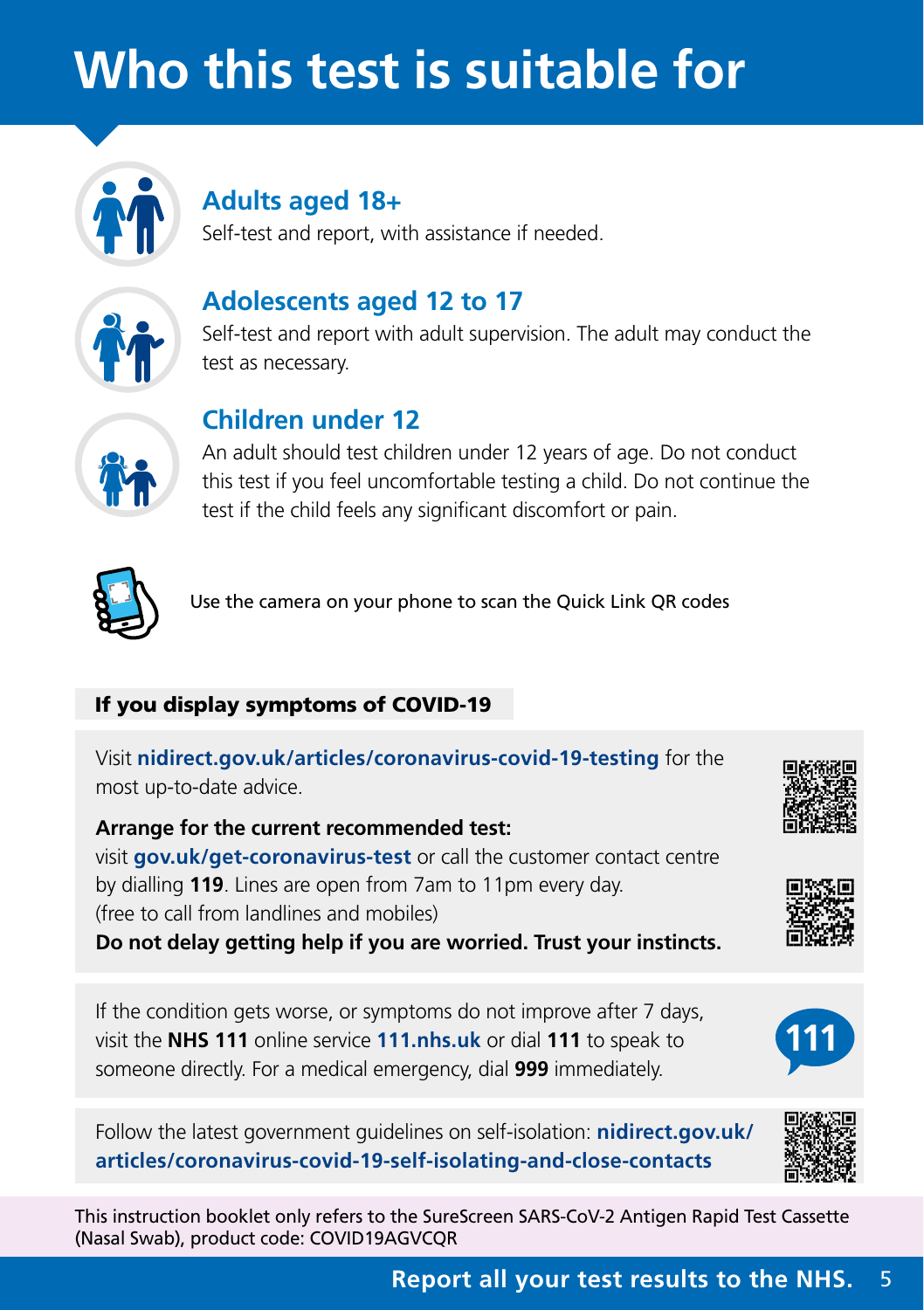# Who this test is suitable for

### Adults aged 18+

Self-test and report, with assistance if needed.

### Adolescents aged 12 to 17

Self-test and report with adult supervision. The adult may conduct the test as necessary.

### Children under 12

An adult should test children under 12 years of age. Do not conduct this test if you feel uncomfortable testing a child. Do not continue the test if the child feels any significant discomfort or pain.

Use the camera on your phone to scan the Quick Link QR codes

**If you display symptoms of COVID-19**

Visit **nidirect.gov.uk/articles/coronavirus-covid-19-testing** for the most up-to-date advice.

**Arrange for the current recommended test:**
visit **gov.uk/get-coronavirus-test** or call the customer contact centre by dialling **119**. Lines are open from 7am to 11pm every day. (free to call from landlines and mobiles)
**Do not delay getting help if you are worried. Trust your instincts.**

If the condition gets worse, or symptoms do not improve after 7 days, visit the **NHS 111** online service **111.nhs.uk** or dial **111** to speak to someone directly. For a medical emergency, dial **999** immediately.

Follow the latest government guidelines on self-isolation: **nidirect.gov.uk/articles/coronavirus-covid-19-self-isolating-and-close-contacts**

This instruction booklet only refers to the SureScreen SARS-CoV-2 Antigen Rapid Test Cassette (Nasal Swab), product code: COVID19AGVCQR

**Report all your test results to the NHS.**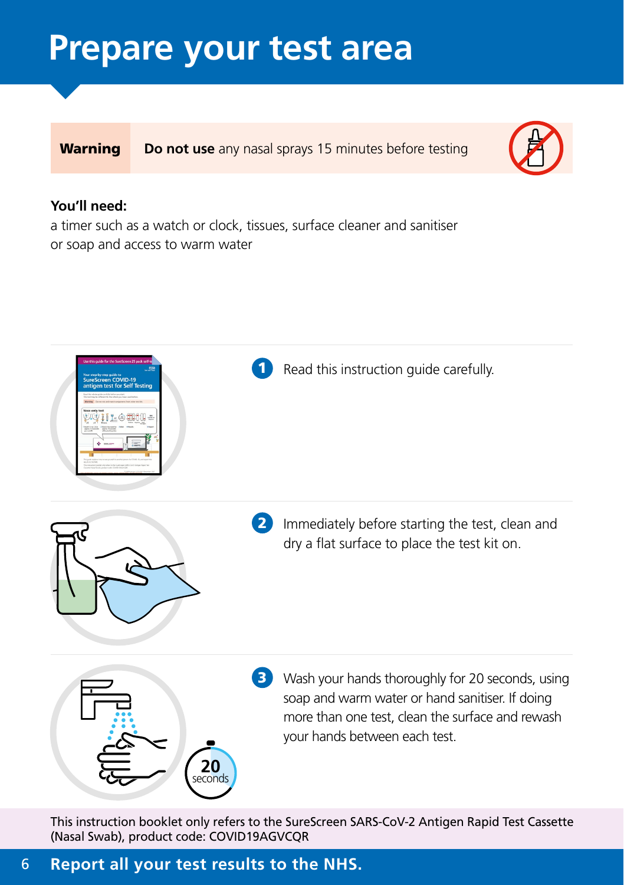# Prepare your test area

**Warning** **Do not use** any nasal sprays 15 minutes before testing

**You'll need:**
a timer such as a watch or clock, tissues, surface cleaner and sanitiser or soap and access to warm water

1. Read this instruction guide carefully.
2. Immediately before starting the test, clean and dry a flat surface to place the test kit on.
3. Wash your hands thoroughly for 20 seconds, using soap and warm water or hand sanitiser. If doing more than one test, clean the surface and rewash your hands between each test.

This instruction booklet only refers to the SureScreen SARS-CoV-2 Antigen Rapid Test Cassette (Nasal Swab), product code: COVID19AGVCQR

**Report all your test results to the NHS.**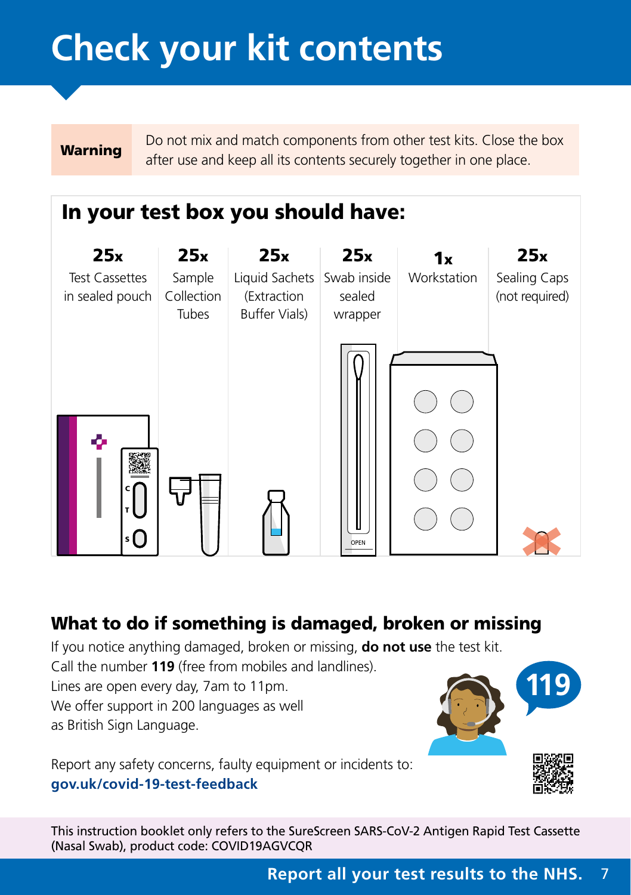# Check your kit contents

**Warning** Do not mix and match components from other test kits. Close the box after use and keep all its contents securely together in one place.

## In your test box you should have:

- **25x** Test Cassettes in sealed pouch
- **25x** Sample Collection Tubes
- **25x** Liquid Sachets (Extraction Buffer Vials)
- **25x** Swab inside sealed wrapper
- **1x** Workstation
- **25x** Sealing Caps (not required)

## What to do if something is damaged, broken or missing

If you notice anything damaged, broken or missing, **do not use** the test kit. Call the number **119** (free from mobiles and landlines). Lines are open every day, 7am to 11pm. We offer support in 200 languages as well as British Sign Language.

Report any safety concerns, faulty equipment or incidents to: **gov.uk/covid-19-test-feedback**

This instruction booklet only refers to the SureScreen SARS-CoV-2 Antigen Rapid Test Cassette (Nasal Swab), product code: COVID19AGVCQR

**Report all your test results to the NHS.**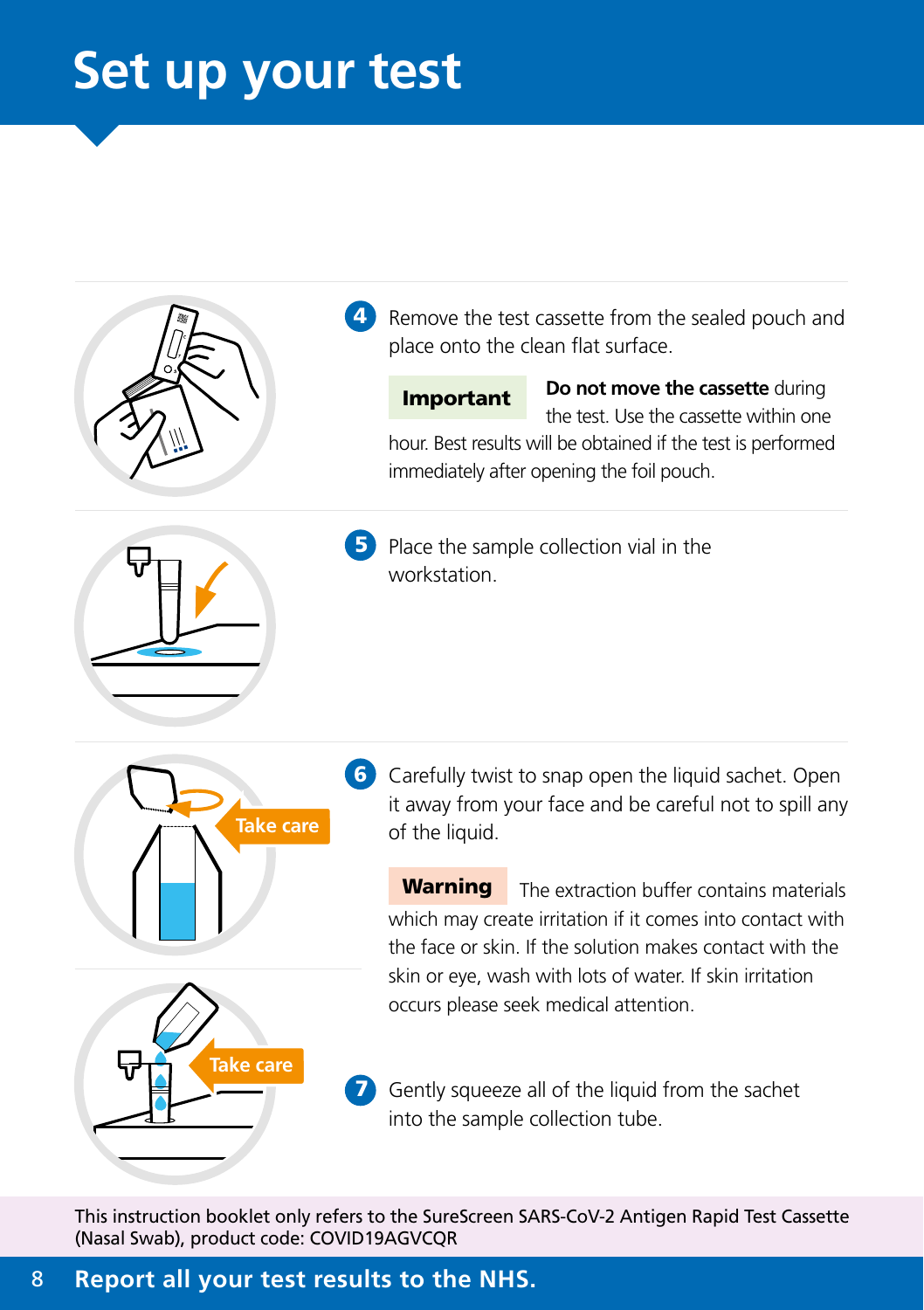# Set up your test

**4** Remove the test cassette from the sealed pouch and place onto the clean flat surface.

**Important** **Do not move the cassette** during the test. Use the cassette within one hour. Best results will be obtained if the test is performed immediately after opening the foil pouch.

**5** Place the sample collection vial in the workstation.

Take care

**6** Carefully twist to snap open the liquid sachet. Open it away from your face and be careful not to spill any of the liquid.

**Warning** The extraction buffer contains materials which may create irritation if it comes into contact with the face or skin. If the solution makes contact with the skin or eye, wash with lots of water. If skin irritation occurs please seek medical attention.

Take care

**7** Gently squeeze all of the liquid from the sachet into the sample collection tube.

This instruction booklet only refers to the SureScreen SARS-CoV-2 Antigen Rapid Test Cassette (Nasal Swab), product code: COVID19AGVCQR

**Report all your test results to the NHS.**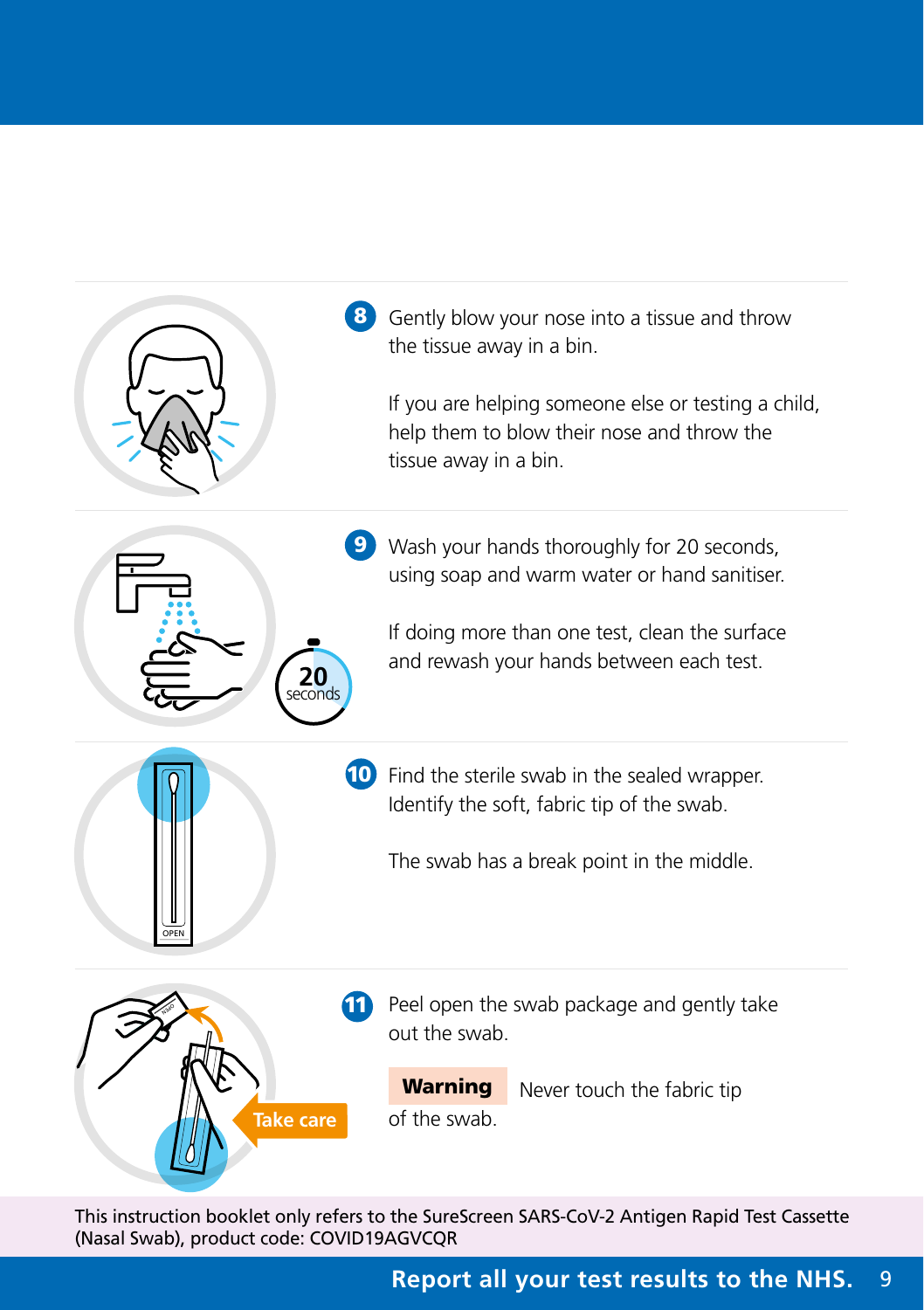8. Gently blow your nose into a tissue and throw the tissue away in a bin.

   If you are helping someone else or testing a child, help them to blow their nose and throw the tissue away in a bin.

9. Wash your hands thoroughly for 20 seconds, using soap and warm water or hand sanitiser.

   If doing more than one test, clean the surface and rewash your hands between each test.

10. Find the sterile swab in the sealed wrapper. Identify the soft, fabric tip of the swab.

    The swab has a break point in the middle.

11. Peel open the swab package and gently take out the swab.

    **Warning** Never touch the fabric tip of the swab.

This instruction booklet only refers to the SureScreen SARS-CoV-2 Antigen Rapid Test Cassette (Nasal Swab), product code: COVID19AGVCQR

**Report all your test results to the NHS.**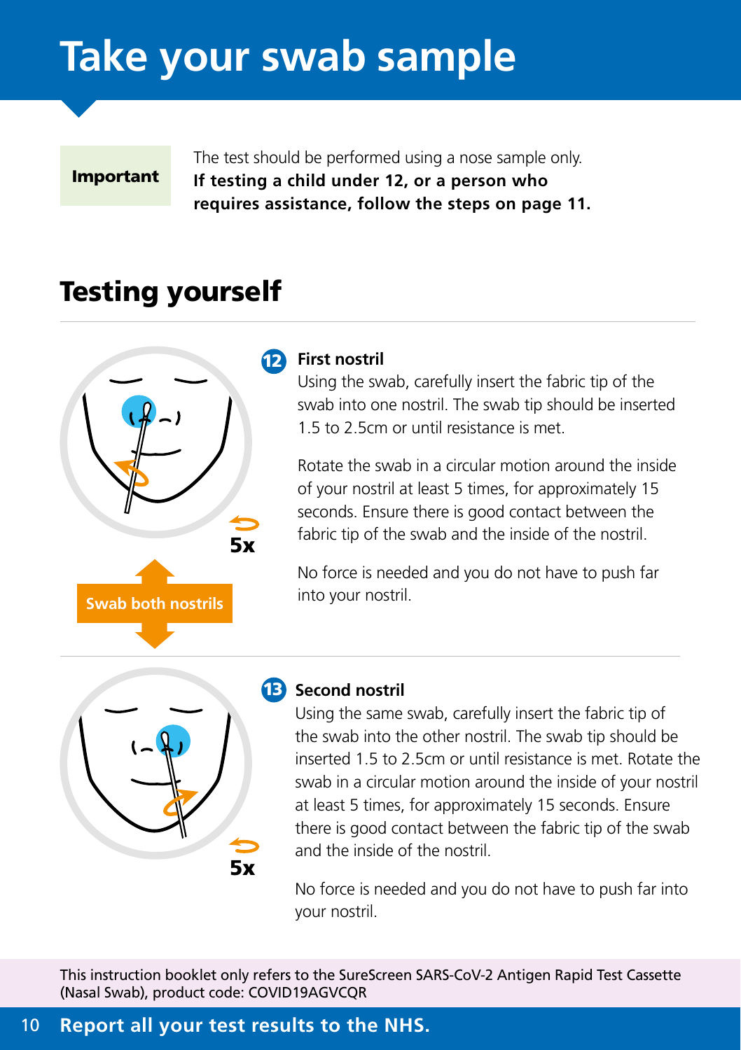# Take your swab sample

**Important**

The test should be performed using a nose sample only. **If testing a child under 12, or a person who requires assistance, follow the steps on page 11.**

## Testing yourself

5x

Swab both nostrils

### 12 First nostril

Using the swab, carefully insert the fabric tip of the swab into one nostril. The swab tip should be inserted 1.5 to 2.5cm or until resistance is met.

Rotate the swab in a circular motion around the inside of your nostril at least 5 times, for approximately 15 seconds. Ensure there is good contact between the fabric tip of the swab and the inside of the nostril.

No force is needed and you do not have to push far into your nostril.

5x

### 13 Second nostril

Using the same swab, carefully insert the fabric tip of the swab into the other nostril. The swab tip should be inserted 1.5 to 2.5cm or until resistance is met. Rotate the swab in a circular motion around the inside of your nostril at least 5 times, for approximately 15 seconds. Ensure there is good contact between the fabric tip of the swab and the inside of the nostril.

No force is needed and you do not have to push far into your nostril.

This instruction booklet only refers to the SureScreen SARS-CoV-2 Antigen Rapid Test Cassette (Nasal Swab), product code: COVID19AGVCQR

**Report all your test results to the NHS.**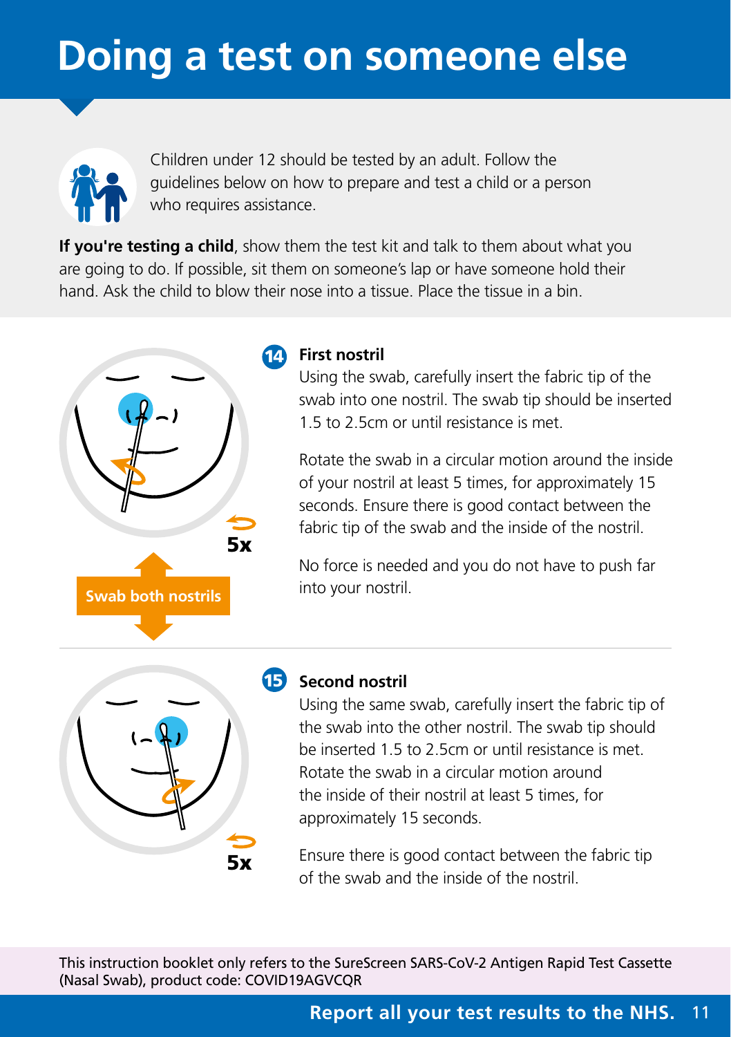# Doing a test on someone else

Children under 12 should be tested by an adult. Follow the guidelines below on how to prepare and test a child or a person who requires assistance.

**If you're testing a child**, show them the test kit and talk to them about what you are going to do. If possible, sit them on someone's lap or have someone hold their hand. Ask the child to blow their nose into a tissue. Place the tissue in a bin.

5x

Swab both nostrils

**14 First nostril**

Using the swab, carefully insert the fabric tip of the swab into one nostril. The swab tip should be inserted 1.5 to 2.5cm or until resistance is met.

Rotate the swab in a circular motion around the inside of your nostril at least 5 times, for approximately 15 seconds. Ensure there is good contact between the fabric tip of the swab and the inside of the nostril.

No force is needed and you do not have to push far into your nostril.

5x

**15 Second nostril**

Using the same swab, carefully insert the fabric tip of the swab into the other nostril. The swab tip should be inserted 1.5 to 2.5cm or until resistance is met. Rotate the swab in a circular motion around the inside of their nostril at least 5 times, for approximately 15 seconds.

Ensure there is good contact between the fabric tip of the swab and the inside of the nostril.

This instruction booklet only refers to the SureScreen SARS-CoV-2 Antigen Rapid Test Cassette (Nasal Swab), product code: COVID19AGVCQR

**Report all your test results to the NHS.**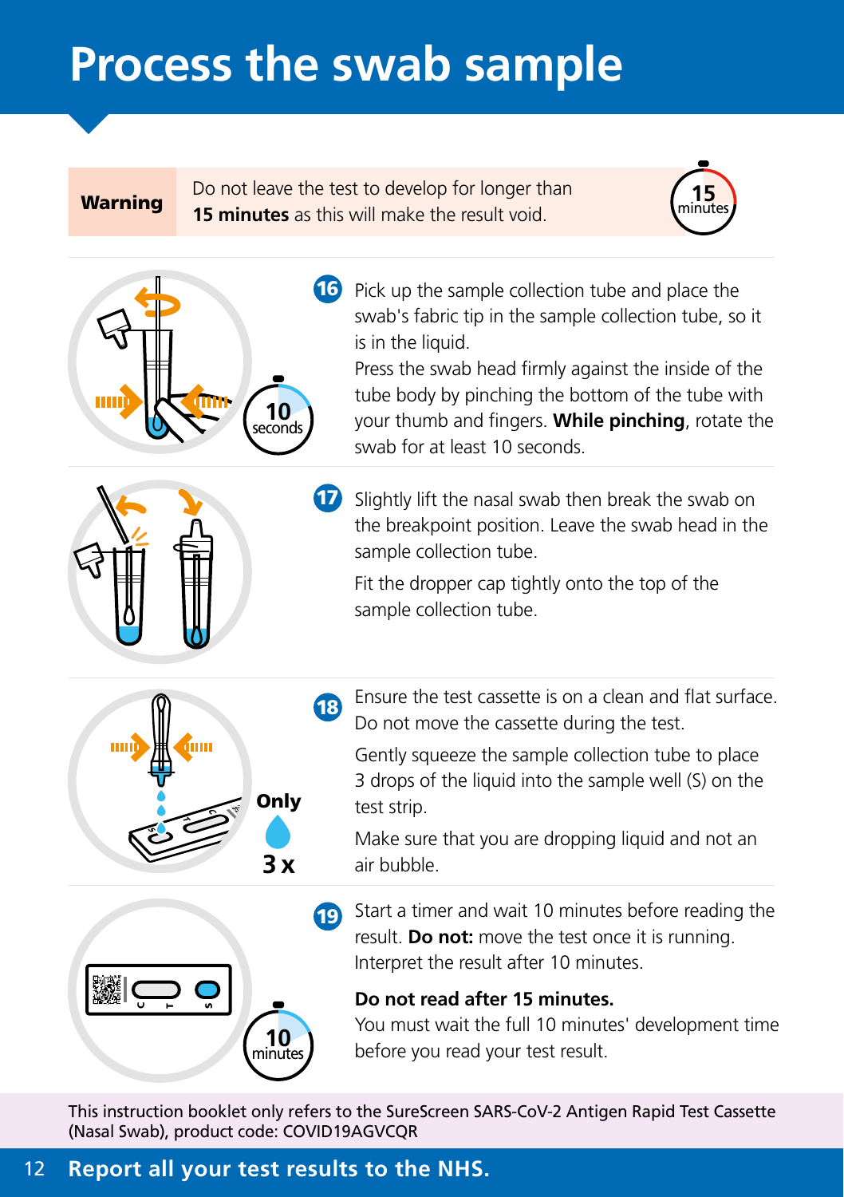# Process the swab sample

**Warning** — Do not leave the test to develop for longer than **15 minutes** as this will make the result void.

**16** Pick up the sample collection tube and place the swab's fabric tip in the sample collection tube, so it is in the liquid.
Press the swab head firmly against the inside of the tube body by pinching the bottom of the tube with your thumb and fingers. **While pinching**, rotate the swab for at least 10 seconds.

**17** Slightly lift the nasal swab then break the swab on the breakpoint position. Leave the swab head in the sample collection tube.

Fit the dropper cap tightly onto the top of the sample collection tube.

**18** Ensure the test cassette is on a clean and flat surface. Do not move the cassette during the test.

Gently squeeze the sample collection tube to place 3 drops of the liquid into the sample well (S) on the test strip.

Make sure that you are dropping liquid and not an air bubble.

**19** Start a timer and wait 10 minutes before reading the result. **Do not:** move the test once it is running. Interpret the result after 10 minutes.

**Do not read after 15 minutes.**
You must wait the full 10 minutes' development time before you read your test result.

This instruction booklet only refers to the SureScreen SARS-CoV-2 Antigen Rapid Test Cassette (Nasal Swab), product code: COVID19AGVCQR

**Report all your test results to the NHS.**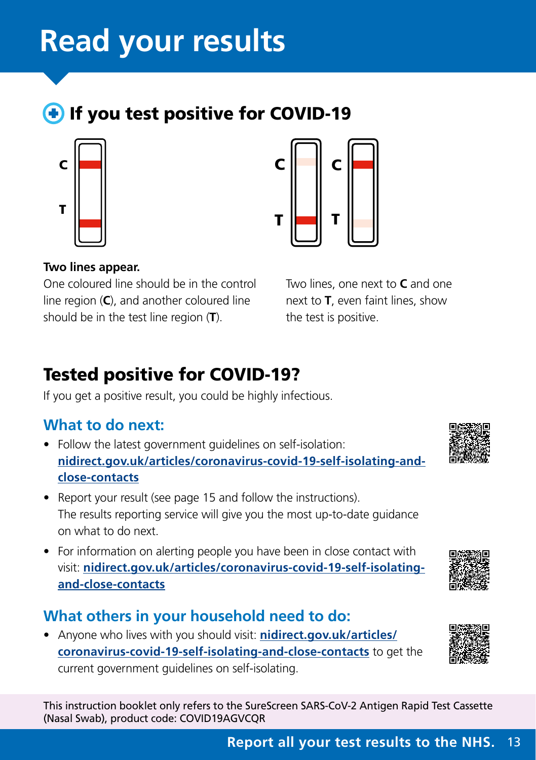# Read your results

## If you test positive for COVID-19

C

T

C

T

C

T

**Two lines appear.**

One coloured line should be in the control line region (**C**), and another coloured line should be in the test line region (**T**).

Two lines, one next to **C** and one next to **T**, even faint lines, show the test is positive.

## Tested positive for COVID-19?

If you get a positive result, you could be highly infectious.

### What to do next:

- Follow the latest government guidelines on self-isolation: **nidirect.gov.uk/articles/coronavirus-covid-19-self-isolating-and-close-contacts**
- Report your result (see page 15 and follow the instructions). The results reporting service will give you the most up-to-date guidance on what to do next.
- For information on alerting people you have been in close contact with visit: **nidirect.gov.uk/articles/coronavirus-covid-19-self-isolating-and-close-contacts**

### What others in your household need to do:

- Anyone who lives with you should visit: **nidirect.gov.uk/articles/coronavirus-covid-19-self-isolating-and-close-contacts** to get the current government guidelines on self-isolating.

This instruction booklet only refers to the SureScreen SARS-CoV-2 Antigen Rapid Test Cassette (Nasal Swab), product code: COVID19AGVCQR

**Report all your test results to the NHS.**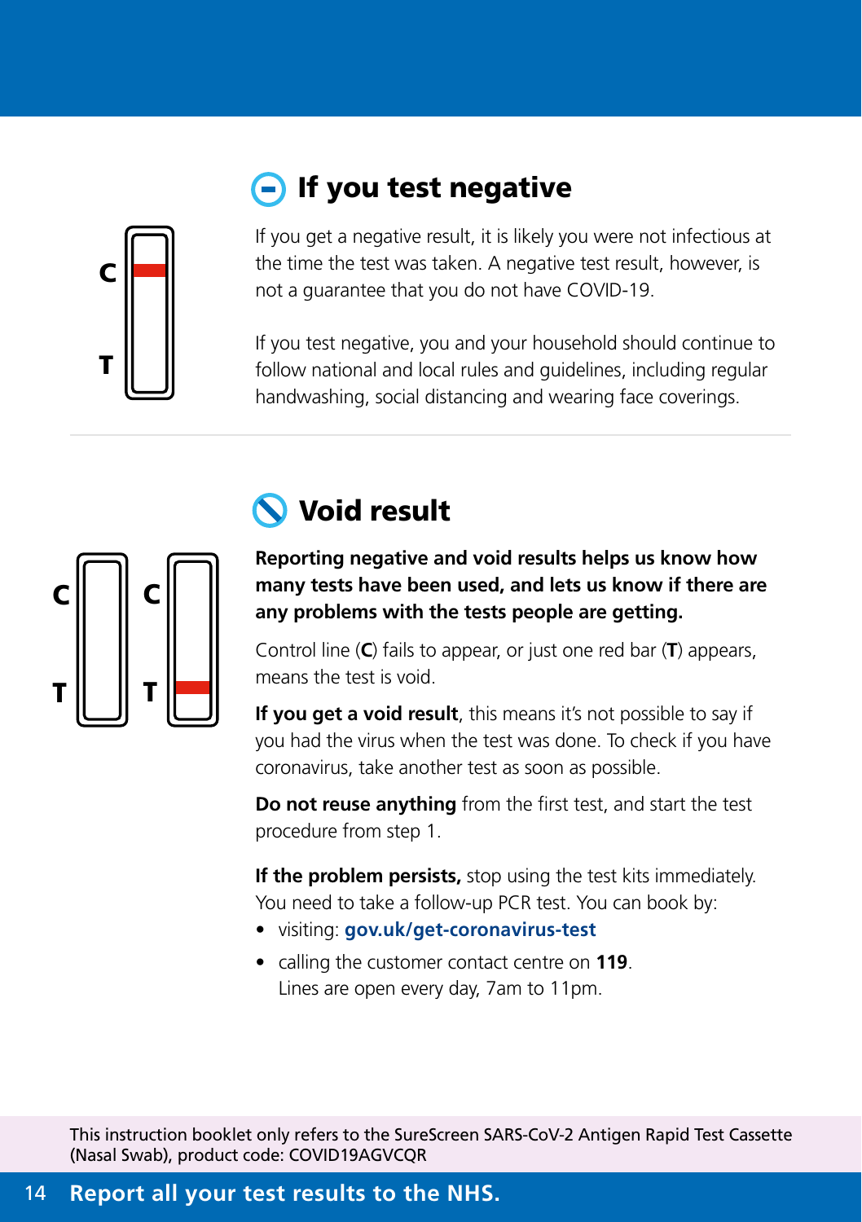## If you test negative

C

T

If you get a negative result, it is likely you were not infectious at the time the test was taken. A negative test result, however, is not a guarantee that you do not have COVID-19.

If you test negative, you and your household should continue to follow national and local rules and guidelines, including regular handwashing, social distancing and wearing face coverings.

## Void result

C C

T T

**Reporting negative and void results helps us know how many tests have been used, and lets us know if there are any problems with the tests people are getting.**

Control line (**C**) fails to appear, or just one red bar (**T**) appears, means the test is void.

**If you get a void result**, this means it's not possible to say if you had the virus when the test was done. To check if you have coronavirus, take another test as soon as possible.

**Do not reuse anything** from the first test, and start the test procedure from step 1.

**If the problem persists,** stop using the test kits immediately. You need to take a follow-up PCR test. You can book by:

- visiting: **gov.uk/get-coronavirus-test**
- calling the customer contact centre on **119**. Lines are open every day, 7am to 11pm.

This instruction booklet only refers to the SureScreen SARS-CoV-2 Antigen Rapid Test Cassette (Nasal Swab), product code: COVID19AGVCQR

**Report all your test results to the NHS.**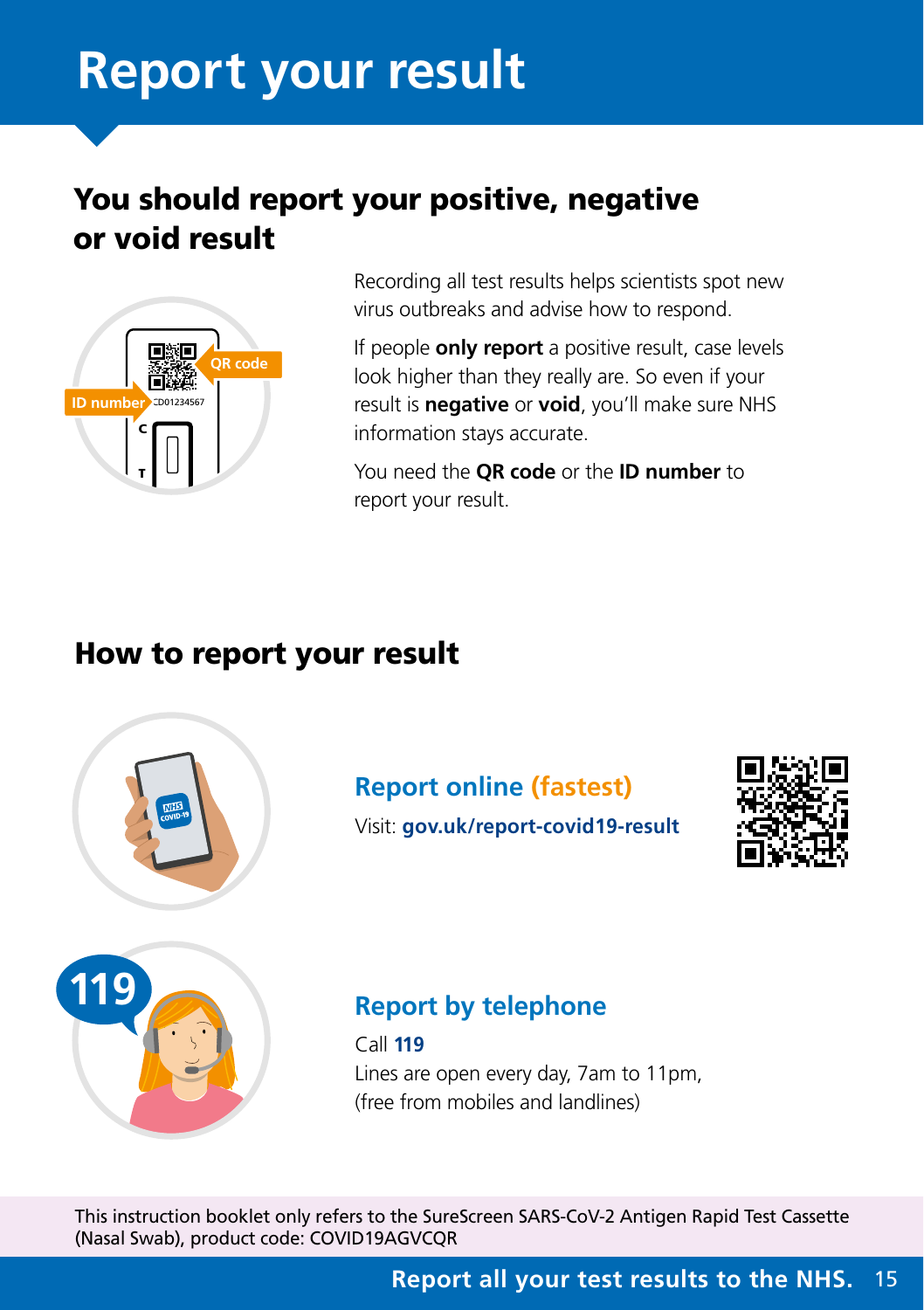# Report your result

## You should report your positive, negative or void result

Recording all test results helps scientists spot new virus outbreaks and advise how to respond.

If people **only report** a positive result, case levels look higher than they really are. So even if your result is **negative** or **void**, you'll make sure NHS information stays accurate.

You need the **QR code** or the **ID number** to report your result.

## How to report your result

### Report online (fastest)

Visit: **gov.uk/report-covid19-result**

### Report by telephone

Call **119**

Lines are open every day, 7am to 11pm, (free from mobiles and landlines)

This instruction booklet only refers to the SureScreen SARS-CoV-2 Antigen Rapid Test Cassette (Nasal Swab), product code: COVID19AGVCQR

**Report all your test results to the NHS.**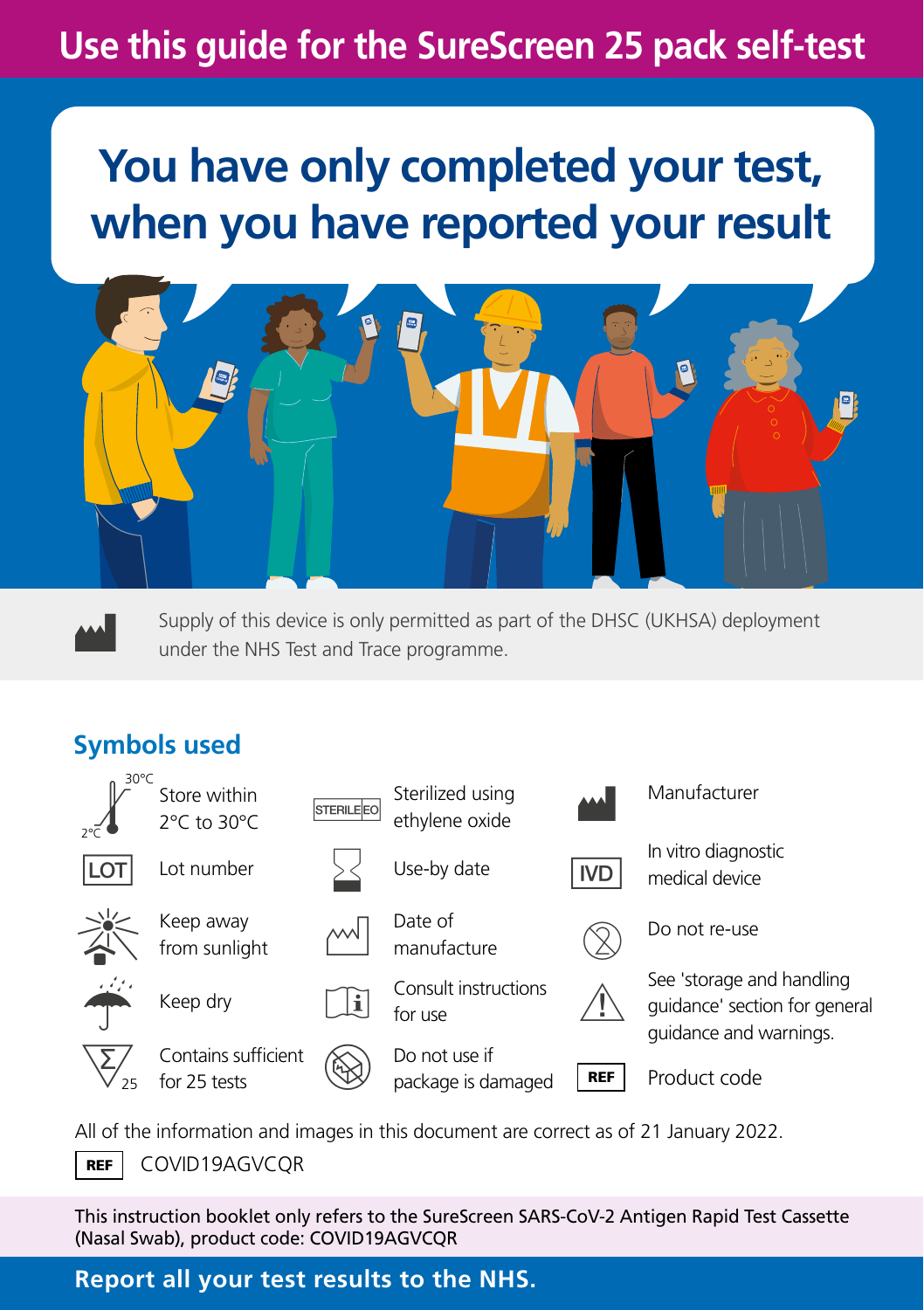# Use this guide for the SureScreen 25 pack self-test

## You have only completed your test, when you have reported your result

Supply of this device is only permitted as part of the DHSC (UKHSA) deployment under the NHS Test and Trace programme.

## Symbols used

| | | | | | |
|---|---|---|---|---|---|
| 30°C / 2°C | Store within 2°C to 30°C | STERILE EO | Sterilized using ethylene oxide | | Manufacturer |
| LOT | Lot number | | Use-by date | IVD | In vitro diagnostic medical device |
| | Keep away from sunlight | | Date of manufacture | | Do not re-use |
| | Keep dry | | Consult instructions for use | | See 'storage and handling guidance' section for general guidance and warnings. |
| Σ 25 | Contains sufficient for 25 tests | | Do not use if package is damaged | REF | Product code |

All of the information and images in this document are correct as of 21 January 2022.

REF COVID19AGVCQR

This instruction booklet only refers to the SureScreen SARS-CoV-2 Antigen Rapid Test Cassette (Nasal Swab), product code: COVID19AGVCQR

**Report all your test results to the NHS.**